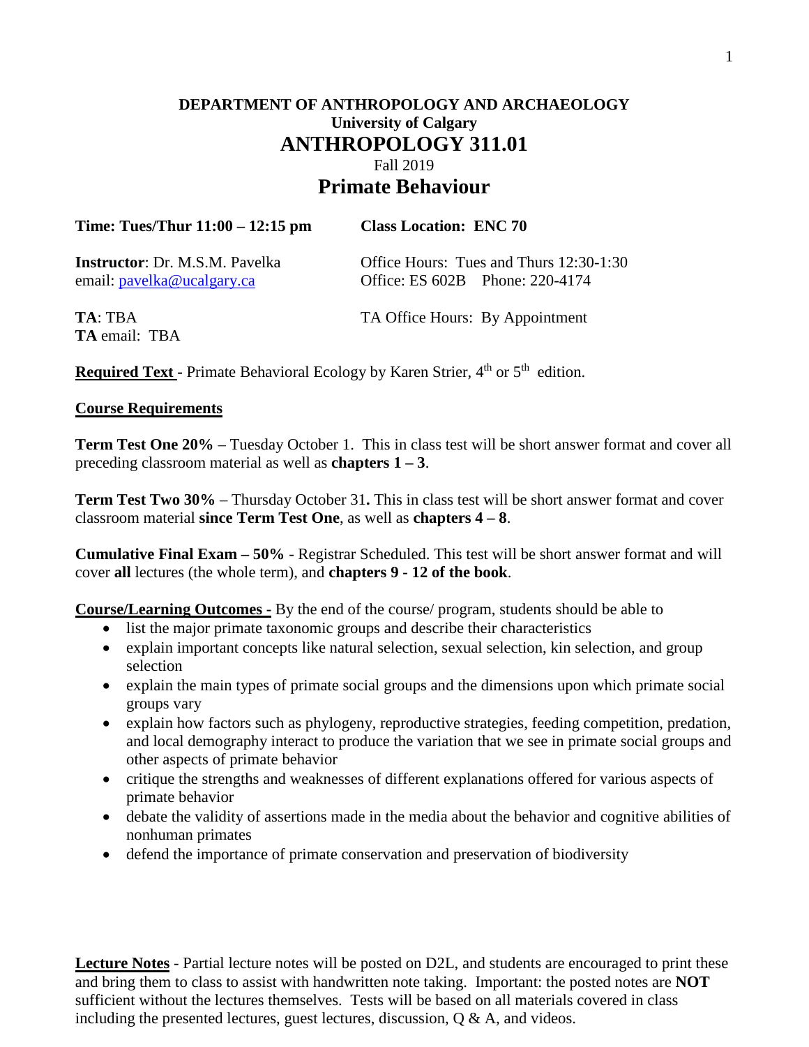**DEPARTMENT OF ANTHROPOLOGY AND ARCHAEOLOGY**
**University of Calgary**

# ANTHROPOLOGY 311.01

Fall 2019

# Primate Behaviour

**Time: Tues/Thur 11:00 – 12:15 pm** | **Class Location: ENC 70**

**Instructor**: Dr. M.S.M. Pavelka
email: pavelka@ucalgary.ca

Office Hours: Tues and Thurs 12:30-1:30
Office: ES 602B Phone: 220-4174

**TA**: TBA
**TA** email: TBA

TA Office Hours: By Appointment

**Required Text** - Primate Behavioral Ecology by Karen Strier, 4th or 5th edition.

**Course Requirements**

**Term Test One 20%** – Tuesday October 1. This in class test will be short answer format and cover all preceding classroom material as well as **chapters 1 – 3**.

**Term Test Two 30%** – Thursday October 31**.** This in class test will be short answer format and cover classroom material **since Term Test One**, as well as **chapters 4 – 8**.

**Cumulative Final Exam – 50%** - Registrar Scheduled. This test will be short answer format and will cover **all** lectures (the whole term), and **chapters 9 - 12 of the book**.

**Course/Learning Outcomes -** By the end of the course/ program, students should be able to

- list the major primate taxonomic groups and describe their characteristics
- explain important concepts like natural selection, sexual selection, kin selection, and group selection
- explain the main types of primate social groups and the dimensions upon which primate social groups vary
- explain how factors such as phylogeny, reproductive strategies, feeding competition, predation, and local demography interact to produce the variation that we see in primate social groups and other aspects of primate behavior
- critique the strengths and weaknesses of different explanations offered for various aspects of primate behavior
- debate the validity of assertions made in the media about the behavior and cognitive abilities of nonhuman primates
- defend the importance of primate conservation and preservation of biodiversity

**Lecture Notes** - Partial lecture notes will be posted on D2L, and students are encouraged to print these and bring them to class to assist with handwritten note taking. Important: the posted notes are **NOT** sufficient without the lectures themselves. Tests will be based on all materials covered in class including the presented lectures, guest lectures, discussion, Q & A, and videos.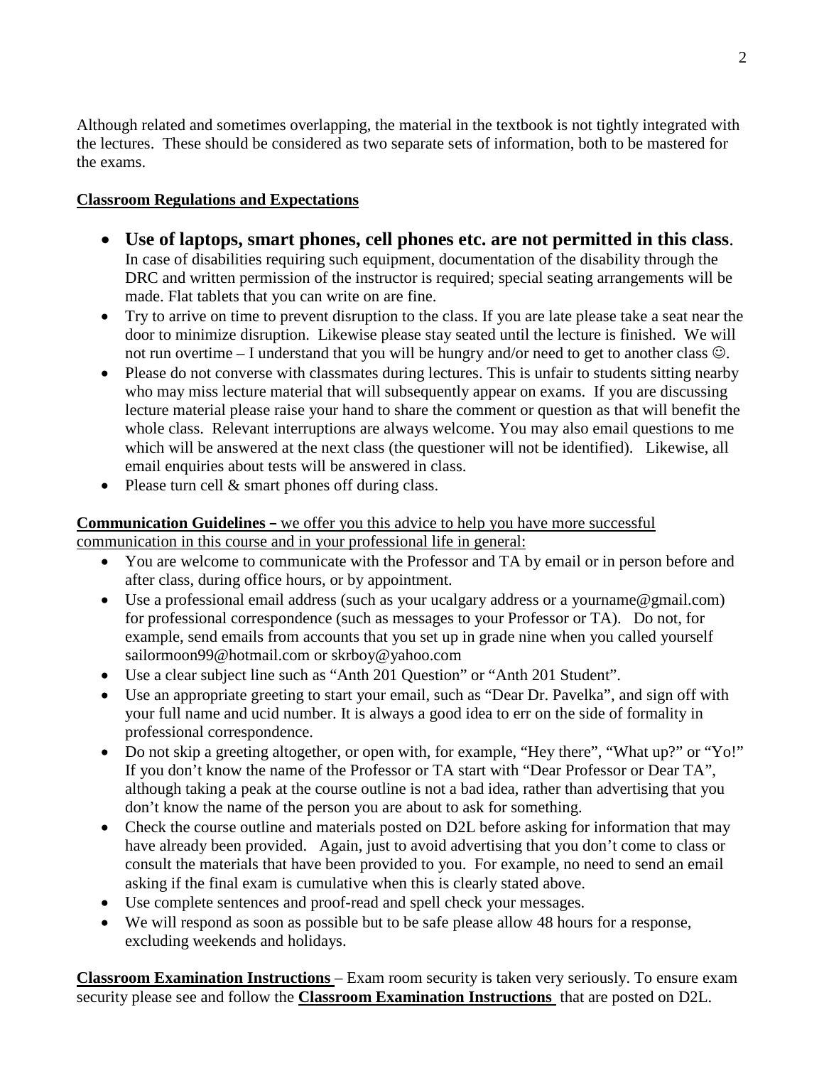Although related and sometimes overlapping, the material in the textbook is not tightly integrated with the lectures. These should be considered as two separate sets of information, both to be mastered for the exams.

**Classroom Regulations and Expectations**

- **Use of laptops, smart phones, cell phones etc. are not permitted in this class**. In case of disabilities requiring such equipment, documentation of the disability through the DRC and written permission of the instructor is required; special seating arrangements will be made. Flat tablets that you can write on are fine.
- Try to arrive on time to prevent disruption to the class. If you are late please take a seat near the door to minimize disruption. Likewise please stay seated until the lecture is finished. We will not run overtime – I understand that you will be hungry and/or need to get to another class ☺.
- Please do not converse with classmates during lectures. This is unfair to students sitting nearby who may miss lecture material that will subsequently appear on exams. If you are discussing lecture material please raise your hand to share the comment or question as that will benefit the whole class. Relevant interruptions are always welcome. You may also email questions to me which will be answered at the next class (the questioner will not be identified). Likewise, all email enquiries about tests will be answered in class.
- Please turn cell & smart phones off during class.

**Communication Guidelines –** we offer you this advice to help you have more successful communication in this course and in your professional life in general:

- You are welcome to communicate with the Professor and TA by email or in person before and after class, during office hours, or by appointment.
- Use a professional email address (such as your ucalgary address or a yourname@gmail.com) for professional correspondence (such as messages to your Professor or TA). Do not, for example, send emails from accounts that you set up in grade nine when you called yourself sailormoon99@hotmail.com or skrboy@yahoo.com
- Use a clear subject line such as "Anth 201 Question" or "Anth 201 Student".
- Use an appropriate greeting to start your email, such as "Dear Dr. Pavelka", and sign off with your full name and ucid number. It is always a good idea to err on the side of formality in professional correspondence.
- Do not skip a greeting altogether, or open with, for example, "Hey there", "What up?" or "Yo!" If you don't know the name of the Professor or TA start with "Dear Professor or Dear TA", although taking a peak at the course outline is not a bad idea, rather than advertising that you don't know the name of the person you are about to ask for something.
- Check the course outline and materials posted on D2L before asking for information that may have already been provided. Again, just to avoid advertising that you don't come to class or consult the materials that have been provided to you. For example, no need to send an email asking if the final exam is cumulative when this is clearly stated above.
- Use complete sentences and proof-read and spell check your messages.
- We will respond as soon as possible but to be safe please allow 48 hours for a response, excluding weekends and holidays.

**Classroom Examination Instructions** – Exam room security is taken very seriously. To ensure exam security please see and follow the **Classroom Examination Instructions** that are posted on D2L.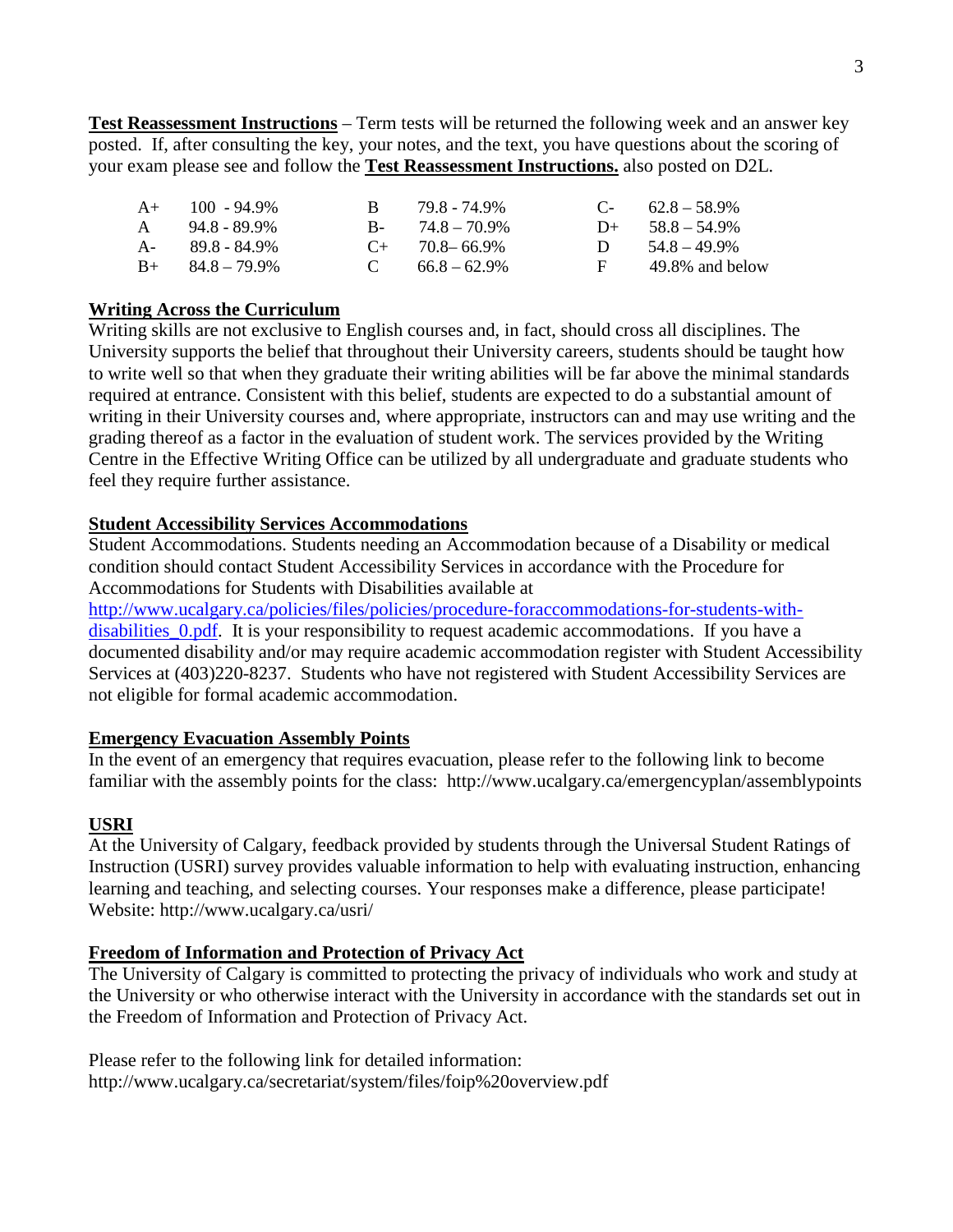**Test Reassessment Instructions** – Term tests will be returned the following week and an answer key posted. If, after consulting the key, your notes, and the text, you have questions about the scoring of your exam please see and follow the **Test Reassessment Instructions.** also posted on D2L.

| | | | | | |
|---|---|---|---|---|---|
| A+ | 100 - 94.9% | B | 79.8 - 74.9% | C- | 62.8 – 58.9% |
| A | 94.8 - 89.9% | B- | 74.8 – 70.9% | D+ | 58.8 – 54.9% |
| A- | 89.8 - 84.9% | C+ | 70.8– 66.9% | D | 54.8 – 49.9% |
| B+ | 84.8 – 79.9% | C | 66.8 – 62.9% | F | 49.8% and below |

**Writing Across the Curriculum**

Writing skills are not exclusive to English courses and, in fact, should cross all disciplines. The University supports the belief that throughout their University careers, students should be taught how to write well so that when they graduate their writing abilities will be far above the minimal standards required at entrance. Consistent with this belief, students are expected to do a substantial amount of writing in their University courses and, where appropriate, instructors can and may use writing and the grading thereof as a factor in the evaluation of student work. The services provided by the Writing Centre in the Effective Writing Office can be utilized by all undergraduate and graduate students who feel they require further assistance.

**Student Accessibility Services Accommodations**

Student Accommodations. Students needing an Accommodation because of a Disability or medical condition should contact Student Accessibility Services in accordance with the Procedure for Accommodations for Students with Disabilities available at http://www.ucalgary.ca/policies/files/policies/procedure-foraccommodations-for-students-with-disabilities_0.pdf. It is your responsibility to request academic accommodations. If you have a documented disability and/or may require academic accommodation register with Student Accessibility Services at (403)220-8237. Students who have not registered with Student Accessibility Services are not eligible for formal academic accommodation.

**Emergency Evacuation Assembly Points**

In the event of an emergency that requires evacuation, please refer to the following link to become familiar with the assembly points for the class: http://www.ucalgary.ca/emergencyplan/assemblypoints

**USRI**

At the University of Calgary, feedback provided by students through the Universal Student Ratings of Instruction (USRI) survey provides valuable information to help with evaluating instruction, enhancing learning and teaching, and selecting courses. Your responses make a difference, please participate! Website: http://www.ucalgary.ca/usri/

**Freedom of Information and Protection of Privacy Act**

The University of Calgary is committed to protecting the privacy of individuals who work and study at the University or who otherwise interact with the University in accordance with the standards set out in the Freedom of Information and Protection of Privacy Act.

Please refer to the following link for detailed information: http://www.ucalgary.ca/secretariat/system/files/foip%20overview.pdf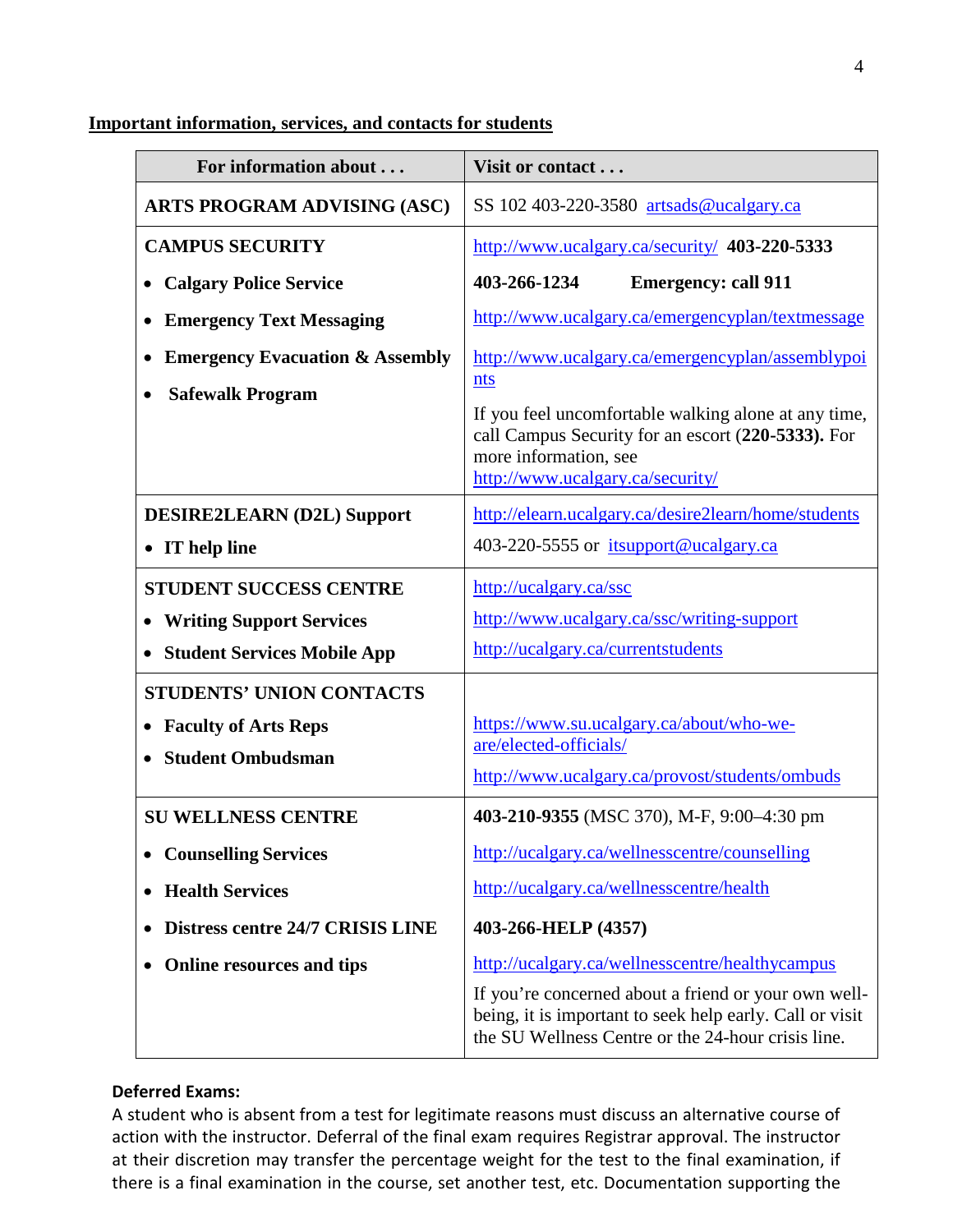**<u>Important information, services, and contacts for students</u>**

| For information about . . . | Visit or contact . . . |
|---|---|
| **ARTS PROGRAM ADVISING (ASC)** | SS 102 403-220-3580 artsads@ucalgary.ca |
| **CAMPUS SECURITY**<br>• **Calgary Police Service**<br>• **Emergency Text Messaging**<br>• **Emergency Evacuation & Assembly**<br>• **Safewalk Program** | http://www.ucalgary.ca/security/ **403-220-5333**<br>**403-266-1234** **Emergency: call 911**<br>http://www.ucalgary.ca/emergencyplan/textmessage<br>http://www.ucalgary.ca/emergencyplan/assemblypoints<br>If you feel uncomfortable walking alone at any time, call Campus Security for an escort (**220-5333).** For more information, see http://www.ucalgary.ca/security/ |
| **DESIRE2LEARN (D2L) Support**<br>• **IT help line** | http://elearn.ucalgary.ca/desire2learn/home/students<br>403-220-5555 or itsupport@ucalgary.ca |
| **STUDENT SUCCESS CENTRE**<br>• **Writing Support Services**<br>• **Student Services Mobile App** | http://ucalgary.ca/ssc<br>http://www.ucalgary.ca/ssc/writing-support<br>http://ucalgary.ca/currentstudents |
| **STUDENTS' UNION CONTACTS**<br>• **Faculty of Arts Reps**<br>• **Student Ombudsman** | https://www.su.ucalgary.ca/about/who-we-are/elected-officials/<br>http://www.ucalgary.ca/provost/students/ombuds |
| **SU WELLNESS CENTRE**<br>• **Counselling Services**<br>• **Health Services**<br>• **Distress centre 24/7 CRISIS LINE**<br>• **Online resources and tips** | **403-210-9355** (MSC 370), M-F, 9:00–4:30 pm<br>http://ucalgary.ca/wellnesscentre/counselling<br>http://ucalgary.ca/wellnesscentre/health<br>**403-266-HELP (4357)**<br>http://ucalgary.ca/wellnesscentre/healthycampus<br>If you're concerned about a friend or your own well-being, it is important to seek help early. Call or visit the SU Wellness Centre or the 24-hour crisis line. |

**Deferred Exams:**

A student who is absent from a test for legitimate reasons must discuss an alternative course of action with the instructor. Deferral of the final exam requires Registrar approval. The instructor at their discretion may transfer the percentage weight for the test to the final examination, if there is a final examination in the course, set another test, etc. Documentation supporting the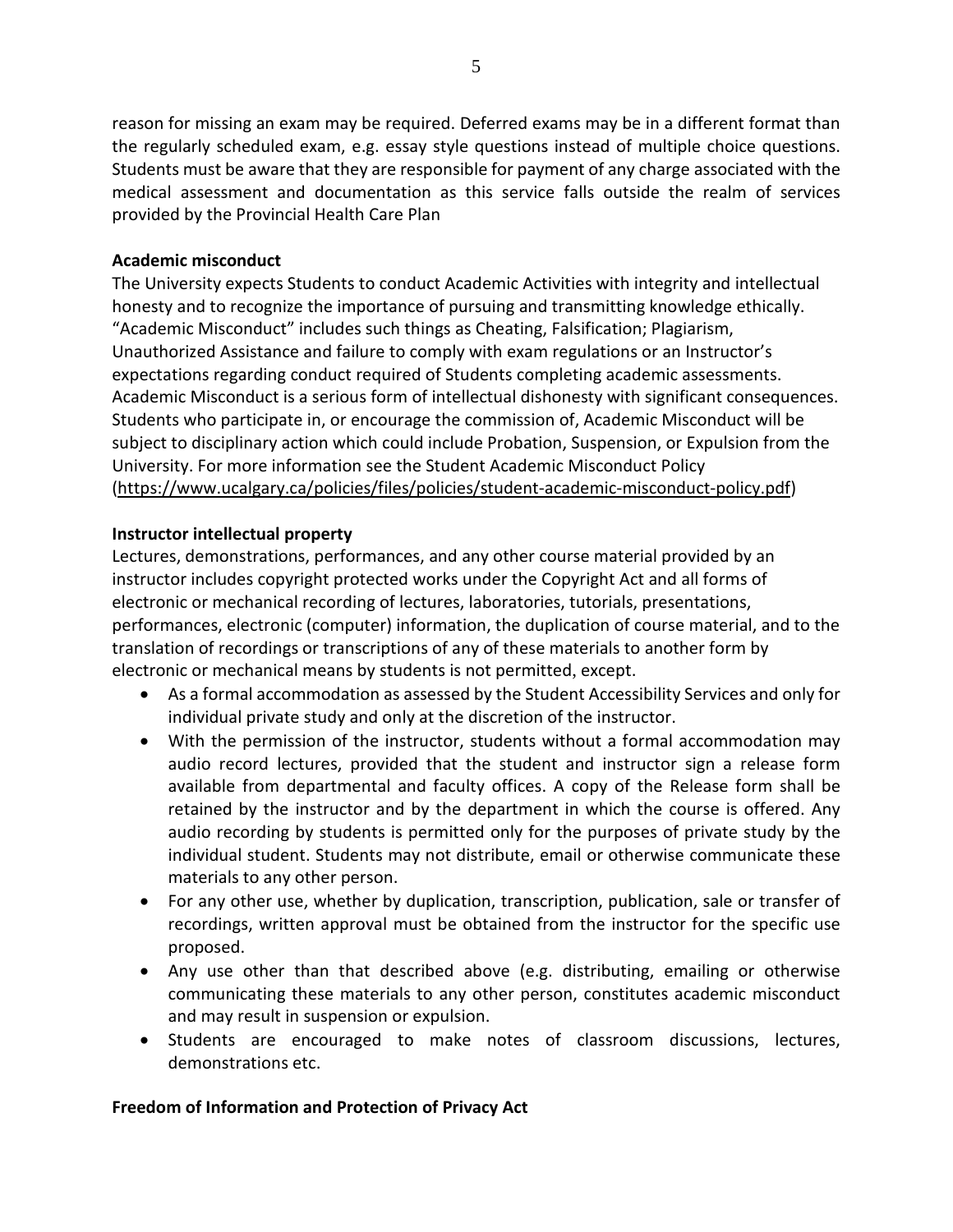reason for missing an exam may be required. Deferred exams may be in a different format than the regularly scheduled exam, e.g. essay style questions instead of multiple choice questions. Students must be aware that they are responsible for payment of any charge associated with the medical assessment and documentation as this service falls outside the realm of services provided by the Provincial Health Care Plan

**Academic misconduct**

The University expects Students to conduct Academic Activities with integrity and intellectual honesty and to recognize the importance of pursuing and transmitting knowledge ethically. "Academic Misconduct" includes such things as Cheating, Falsification; Plagiarism, Unauthorized Assistance and failure to comply with exam regulations or an Instructor's expectations regarding conduct required of Students completing academic assessments. Academic Misconduct is a serious form of intellectual dishonesty with significant consequences. Students who participate in, or encourage the commission of, Academic Misconduct will be subject to disciplinary action which could include Probation, Suspension, or Expulsion from the University. For more information see the Student Academic Misconduct Policy (https://www.ucalgary.ca/policies/files/policies/student-academic-misconduct-policy.pdf)

**Instructor intellectual property**

Lectures, demonstrations, performances, and any other course material provided by an instructor includes copyright protected works under the Copyright Act and all forms of electronic or mechanical recording of lectures, laboratories, tutorials, presentations, performances, electronic (computer) information, the duplication of course material, and to the translation of recordings or transcriptions of any of these materials to another form by electronic or mechanical means by students is not permitted, except.

- As a formal accommodation as assessed by the Student Accessibility Services and only for individual private study and only at the discretion of the instructor.
- With the permission of the instructor, students without a formal accommodation may audio record lectures, provided that the student and instructor sign a release form available from departmental and faculty offices. A copy of the Release form shall be retained by the instructor and by the department in which the course is offered. Any audio recording by students is permitted only for the purposes of private study by the individual student. Students may not distribute, email or otherwise communicate these materials to any other person.
- For any other use, whether by duplication, transcription, publication, sale or transfer of recordings, written approval must be obtained from the instructor for the specific use proposed.
- Any use other than that described above (e.g. distributing, emailing or otherwise communicating these materials to any other person, constitutes academic misconduct and may result in suspension or expulsion.
- Students are encouraged to make notes of classroom discussions, lectures, demonstrations etc.

**Freedom of Information and Protection of Privacy Act**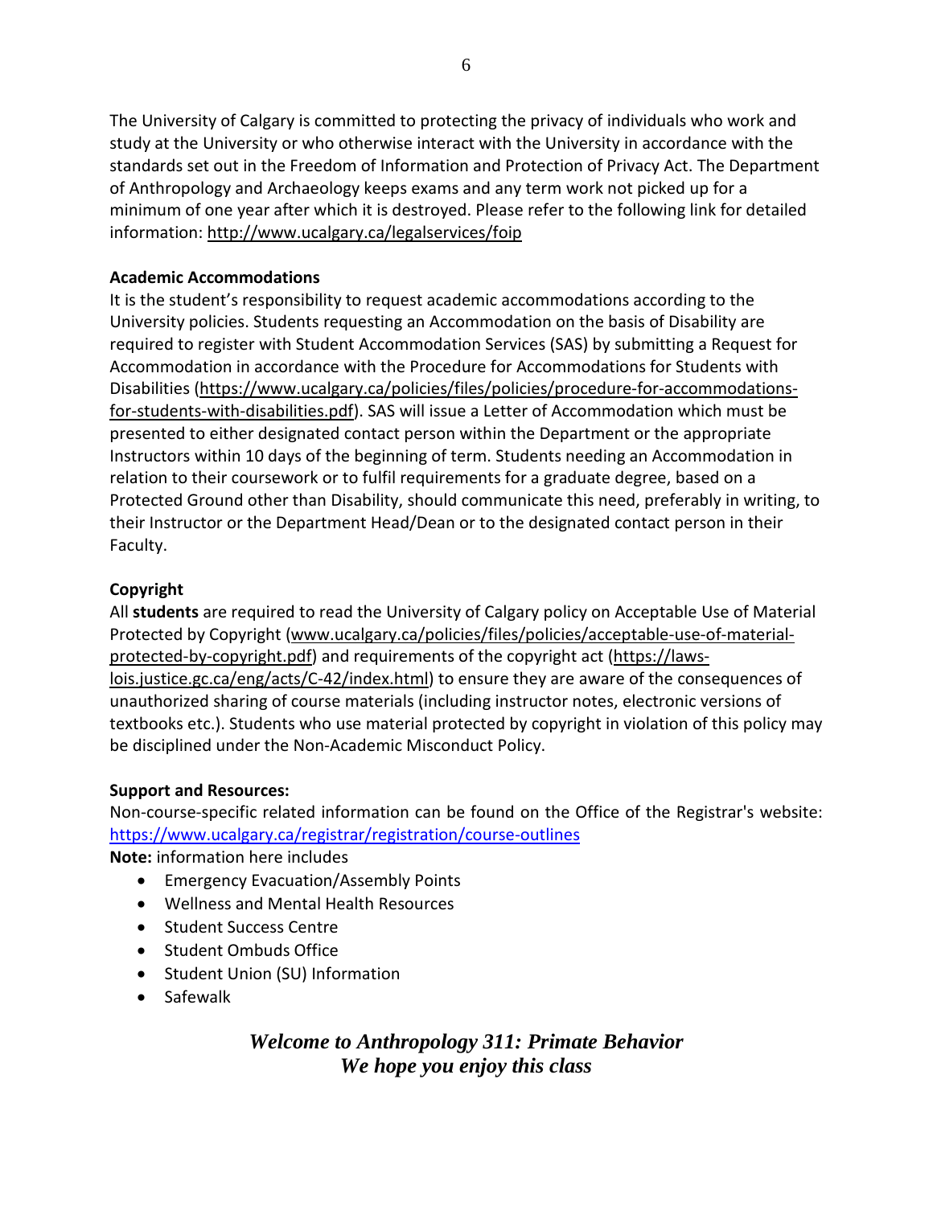The University of Calgary is committed to protecting the privacy of individuals who work and study at the University or who otherwise interact with the University in accordance with the standards set out in the Freedom of Information and Protection of Privacy Act. The Department of Anthropology and Archaeology keeps exams and any term work not picked up for a minimum of one year after which it is destroyed. Please refer to the following link for detailed information: http://www.ucalgary.ca/legalservices/foip

**Academic Accommodations**

It is the student's responsibility to request academic accommodations according to the University policies. Students requesting an Accommodation on the basis of Disability are required to register with Student Accommodation Services (SAS) by submitting a Request for Accommodation in accordance with the Procedure for Accommodations for Students with Disabilities (https://www.ucalgary.ca/policies/files/policies/procedure-for-accommodations-for-students-with-disabilities.pdf). SAS will issue a Letter of Accommodation which must be presented to either designated contact person within the Department or the appropriate Instructors within 10 days of the beginning of term. Students needing an Accommodation in relation to their coursework or to fulfil requirements for a graduate degree, based on a Protected Ground other than Disability, should communicate this need, preferably in writing, to their Instructor or the Department Head/Dean or to the designated contact person in their Faculty.

**Copyright**

All **students** are required to read the University of Calgary policy on Acceptable Use of Material Protected by Copyright (www.ucalgary.ca/policies/files/policies/acceptable-use-of-material-protected-by-copyright.pdf) and requirements of the copyright act (https://laws-lois.justice.gc.ca/eng/acts/C-42/index.html) to ensure they are aware of the consequences of unauthorized sharing of course materials (including instructor notes, electronic versions of textbooks etc.). Students who use material protected by copyright in violation of this policy may be disciplined under the Non-Academic Misconduct Policy.

**Support and Resources:**

Non-course-specific related information can be found on the Office of the Registrar's website: https://www.ucalgary.ca/registrar/registration/course-outlines

**Note:** information here includes

- Emergency Evacuation/Assembly Points
- Wellness and Mental Health Resources
- Student Success Centre
- Student Ombuds Office
- Student Union (SU) Information
- Safewalk

***Welcome to Anthropology 311: Primate Behavior***

***We hope you enjoy this class***